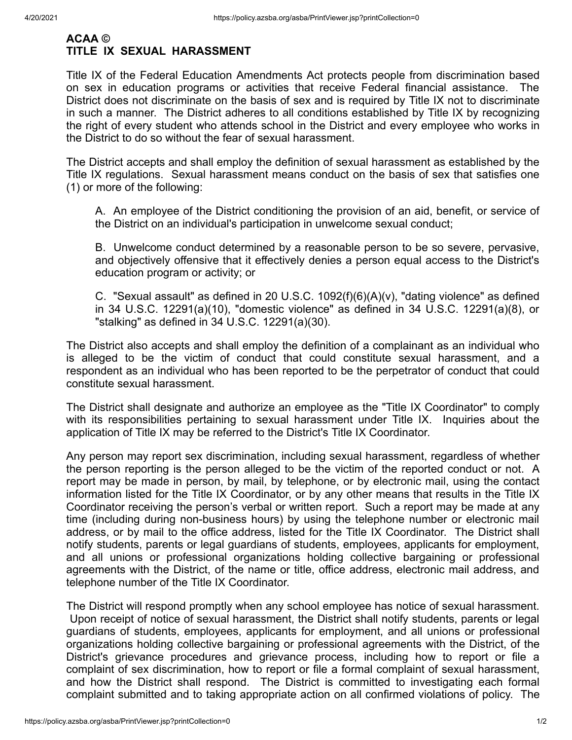# ACAA ©
# TITLE IX SEXUAL HARASSMENT

Title IX of the Federal Education Amendments Act protects people from discrimination based on sex in education programs or activities that receive Federal financial assistance. The District does not discriminate on the basis of sex and is required by Title IX not to discriminate in such a manner. The District adheres to all conditions established by Title IX by recognizing the right of every student who attends school in the District and every employee who works in the District to do so without the fear of sexual harassment.

The District accepts and shall employ the definition of sexual harassment as established by the Title IX regulations. Sexual harassment means conduct on the basis of sex that satisfies one (1) or more of the following:

A. An employee of the District conditioning the provision of an aid, benefit, or service of the District on an individual's participation in unwelcome sexual conduct;

B. Unwelcome conduct determined by a reasonable person to be so severe, pervasive, and objectively offensive that it effectively denies a person equal access to the District's education program or activity; or

C. "Sexual assault" as defined in 20 U.S.C. 1092(f)(6)(A)(v), "dating violence" as defined in 34 U.S.C. 12291(a)(10), "domestic violence" as defined in 34 U.S.C. 12291(a)(8), or "stalking" as defined in 34 U.S.C. 12291(a)(30).

The District also accepts and shall employ the definition of a complainant as an individual who is alleged to be the victim of conduct that could constitute sexual harassment, and a respondent as an individual who has been reported to be the perpetrator of conduct that could constitute sexual harassment.

The District shall designate and authorize an employee as the "Title IX Coordinator" to comply with its responsibilities pertaining to sexual harassment under Title IX. Inquiries about the application of Title IX may be referred to the District's Title IX Coordinator.

Any person may report sex discrimination, including sexual harassment, regardless of whether the person reporting is the person alleged to be the victim of the reported conduct or not. A report may be made in person, by mail, by telephone, or by electronic mail, using the contact information listed for the Title IX Coordinator, or by any other means that results in the Title IX Coordinator receiving the person's verbal or written report. Such a report may be made at any time (including during non-business hours) by using the telephone number or electronic mail address, or by mail to the office address, listed for the Title IX Coordinator. The District shall notify students, parents or legal guardians of students, employees, applicants for employment, and all unions or professional organizations holding collective bargaining or professional agreements with the District, of the name or title, office address, electronic mail address, and telephone number of the Title IX Coordinator.

The District will respond promptly when any school employee has notice of sexual harassment. Upon receipt of notice of sexual harassment, the District shall notify students, parents or legal guardians of students, employees, applicants for employment, and all unions or professional organizations holding collective bargaining or professional agreements with the District, of the District's grievance procedures and grievance process, including how to report or file a complaint of sex discrimination, how to report or file a formal complaint of sexual harassment, and how the District shall respond. The District is committed to investigating each formal complaint submitted and to taking appropriate action on all confirmed violations of policy. The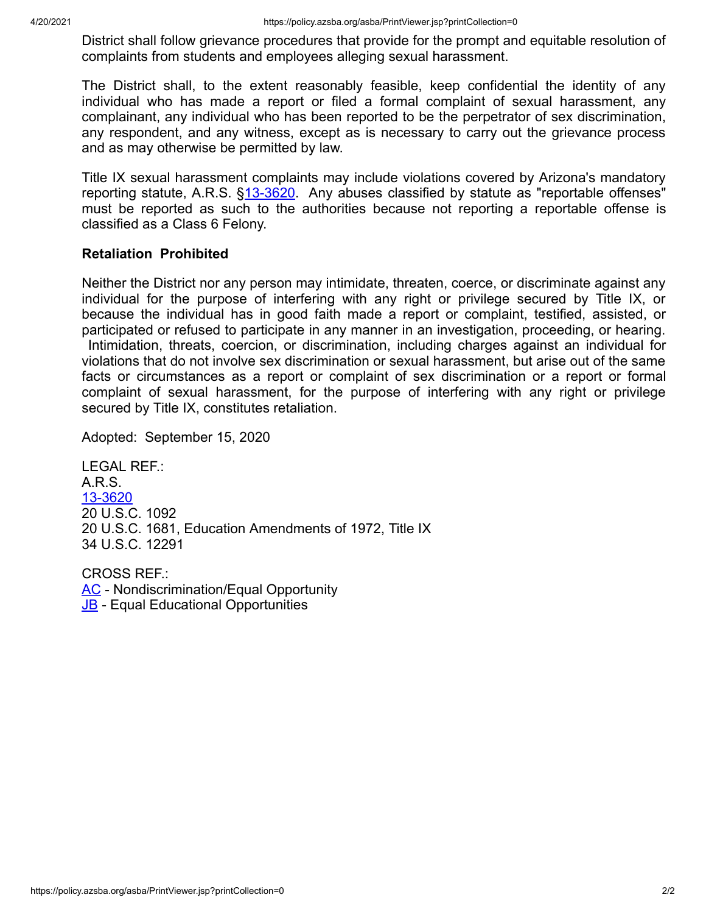District shall follow grievance procedures that provide for the prompt and equitable resolution of complaints from students and employees alleging sexual harassment.

The District shall, to the extent reasonably feasible, keep confidential the identity of any individual who has made a report or filed a formal complaint of sexual harassment, any complainant, any individual who has been reported to be the perpetrator of sex discrimination, any respondent, and any witness, except as is necessary to carry out the grievance process and as may otherwise be permitted by law.

Title IX sexual harassment complaints may include violations covered by Arizona's mandatory reporting statute, A.R.S. §13-3620. Any abuses classified by statute as "reportable offenses" must be reported as such to the authorities because not reporting a reportable offense is classified as a Class 6 Felony.

**Retaliation Prohibited**

Neither the District nor any person may intimidate, threaten, coerce, or discriminate against any individual for the purpose of interfering with any right or privilege secured by Title IX, or because the individual has in good faith made a report or complaint, testified, assisted, or participated or refused to participate in any manner in an investigation, proceeding, or hearing. Intimidation, threats, coercion, or discrimination, including charges against an individual for violations that do not involve sex discrimination or sexual harassment, but arise out of the same facts or circumstances as a report or complaint of sex discrimination or a report or formal complaint of sexual harassment, for the purpose of interfering with any right or privilege secured by Title IX, constitutes retaliation.

Adopted: September 15, 2020

LEGAL REF.:
A.R.S.
13-3620
20 U.S.C. 1092
20 U.S.C. 1681, Education Amendments of 1972, Title IX
34 U.S.C. 12291

CROSS REF.:
AC - Nondiscrimination/Equal Opportunity
JB - Equal Educational Opportunities